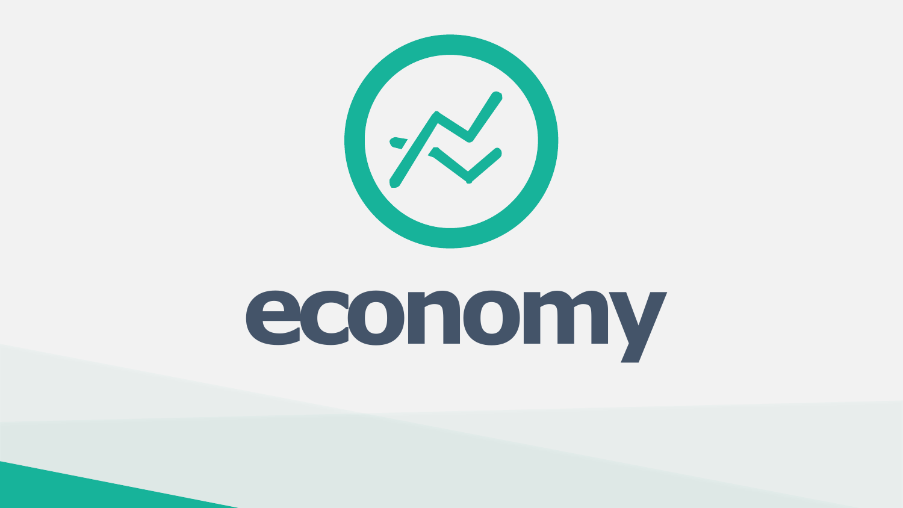# economy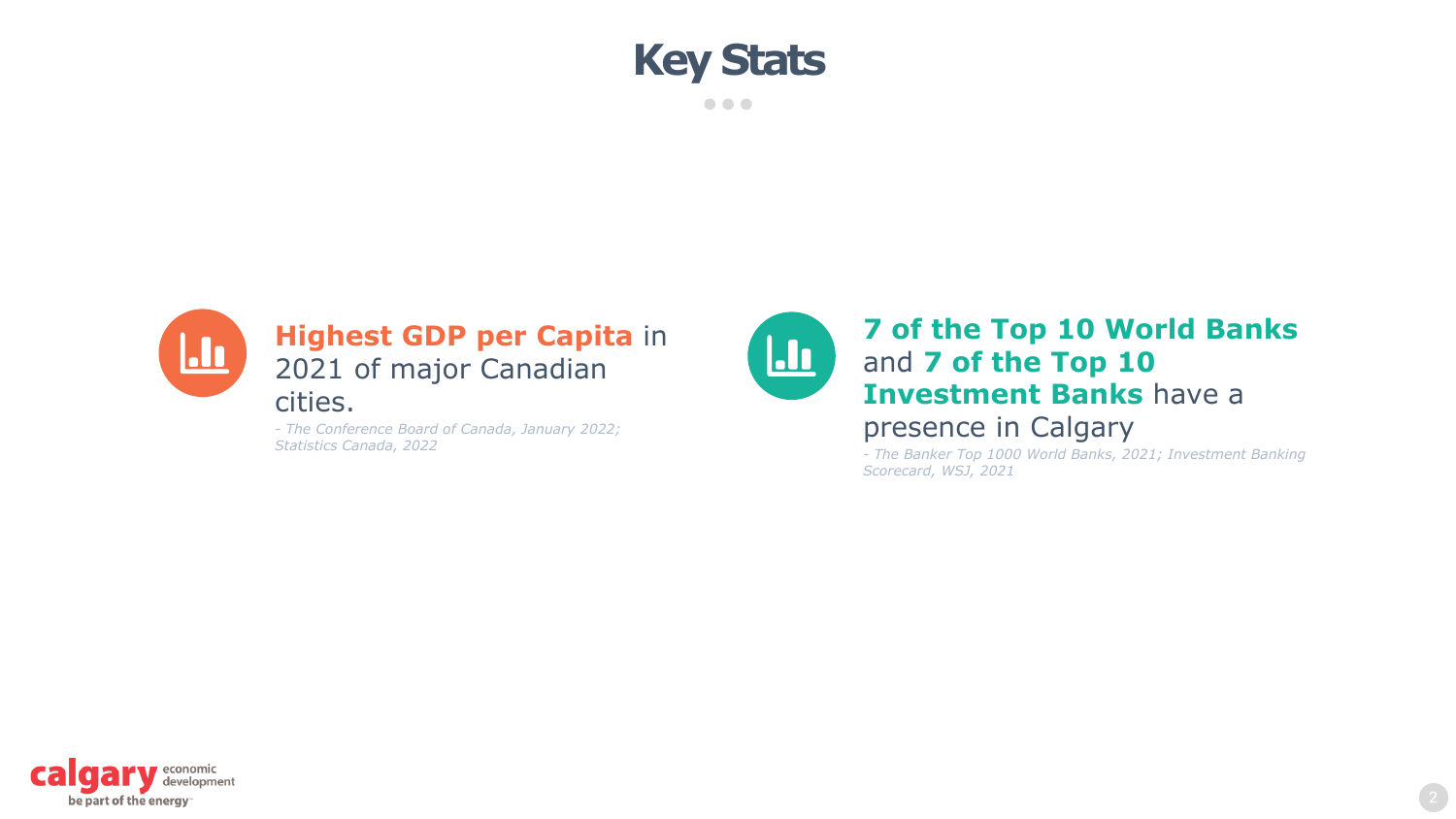# Key Stats

**Highest GDP per Capita** in 2021 of major Canadian cities.

*- The Conference Board of Canada, January 2022; Statistics Canada, 2022*

**7 of the Top 10 World Banks** and **7 of the Top 10 Investment Banks** have a presence in Calgary

*- The Banker Top 1000 World Banks, 2021; Investment Banking Scorecard, WSJ, 2021*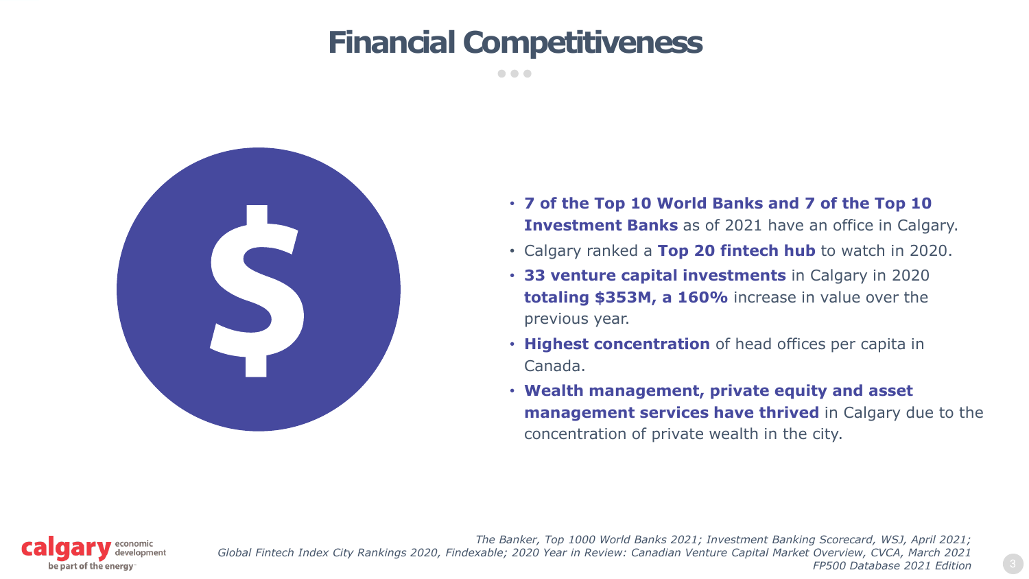# Financial Competitiveness

- **7 of the Top 10 World Banks and 7 of the Top 10 Investment Banks** as of 2021 have an office in Calgary.
- Calgary ranked a **Top 20 fintech hub** to watch in 2020.
- **33 venture capital investments** in Calgary in 2020 **totaling $353M, a 160%** increase in value over the previous year.
- **Highest concentration** of head offices per capita in Canada.
- **Wealth management, private equity and asset management services have thrived** in Calgary due to the concentration of private wealth in the city.

*The Banker, Top 1000 World Banks 2021; Investment Banking Scorecard, WSJ, April 2021; Global Fintech Index City Rankings 2020, Findexable; 2020 Year in Review: Canadian Venture Capital Market Overview, CVCA, March 2021 FP500 Database 2021 Edition*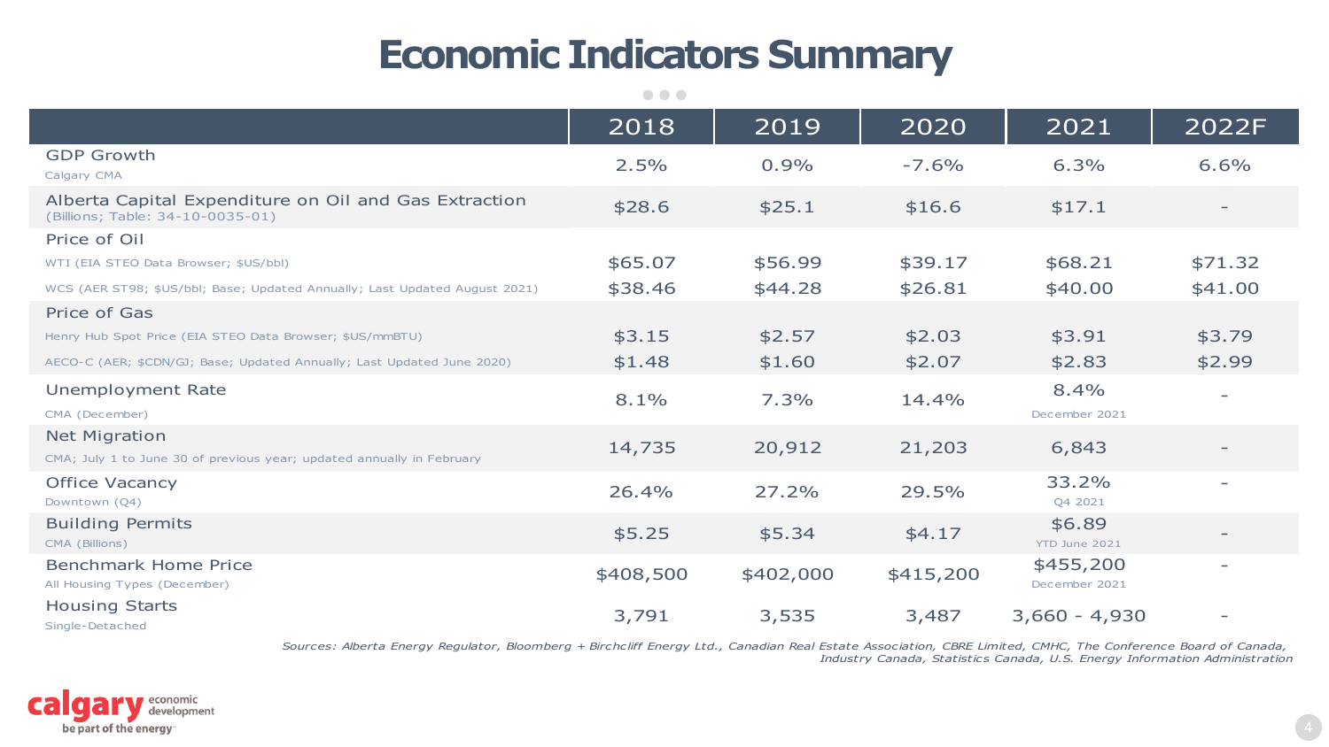# Economic Indicators Summary

| | 2018 | 2019 | 2020 | 2021 | 2022F |
|---|---|---|---|---|---|
| GDP Growth<br>Calgary CMA | 2.5% | 0.9% | -7.6% | 6.3% | 6.6% |
| Alberta Capital Expenditure on Oil and Gas Extraction<br>(Billions; Table: 34-10-0035-01) | $28.6 | $25.1 | $16.6 | $17.1 | - |
| Price of Oil | | | | | |
| WTI (EIA STEO Data Browser; $US/bbl) | $65.07 | $56.99 | $39.17 | $68.21 | $71.32 |
| WCS (AER ST98; $US/bbl; Base; Updated Annually; Last Updated August 2021) | $38.46 | $44.28 | $26.81 | $40.00 | $41.00 |
| Price of Gas | | | | | |
| Henry Hub Spot Price (EIA STEO Data Browser; $US/mmBTU) | $3.15 | $2.57 | $2.03 | $3.91 | $3.79 |
| AECO-C (AER; $CDN/GJ; Base; Updated Annually; Last Updated June 2020) | $1.48 | $1.60 | $2.07 | $2.83 | $2.99 |
| Unemployment Rate<br>CMA (December) | 8.1% | 7.3% | 14.4% | 8.4%<br>December 2021 | - |
| Net Migration<br>CMA; July 1 to June 30 of previous year; updated annually in February | 14,735 | 20,912 | 21,203 | 6,843 | - |
| Office Vacancy<br>Downtown (Q4) | 26.4% | 27.2% | 29.5% | 33.2%<br>Q4 2021 | - |
| Building Permits<br>CMA (Billions) | $5.25 | $5.34 | $4.17 | $6.89<br>YTD June 2021 | - |
| Benchmark Home Price<br>All Housing Types (December) | $408,500 | $402,000 | $415,200 | $455,200<br>December 2021 | - |
| Housing Starts<br>Single-Detached | 3,791 | 3,535 | 3,487 | 3,660 - 4,930 | - |

*Sources: Alberta Energy Regulator, Bloomberg + Birchcliff Energy Ltd., Canadian Real Estate Association, CBRE Limited, CMHC, The Conference Board of Canada, Industry Canada, Statistics Canada, U.S. Energy Information Administration*

calgary economic development
be part of the energy™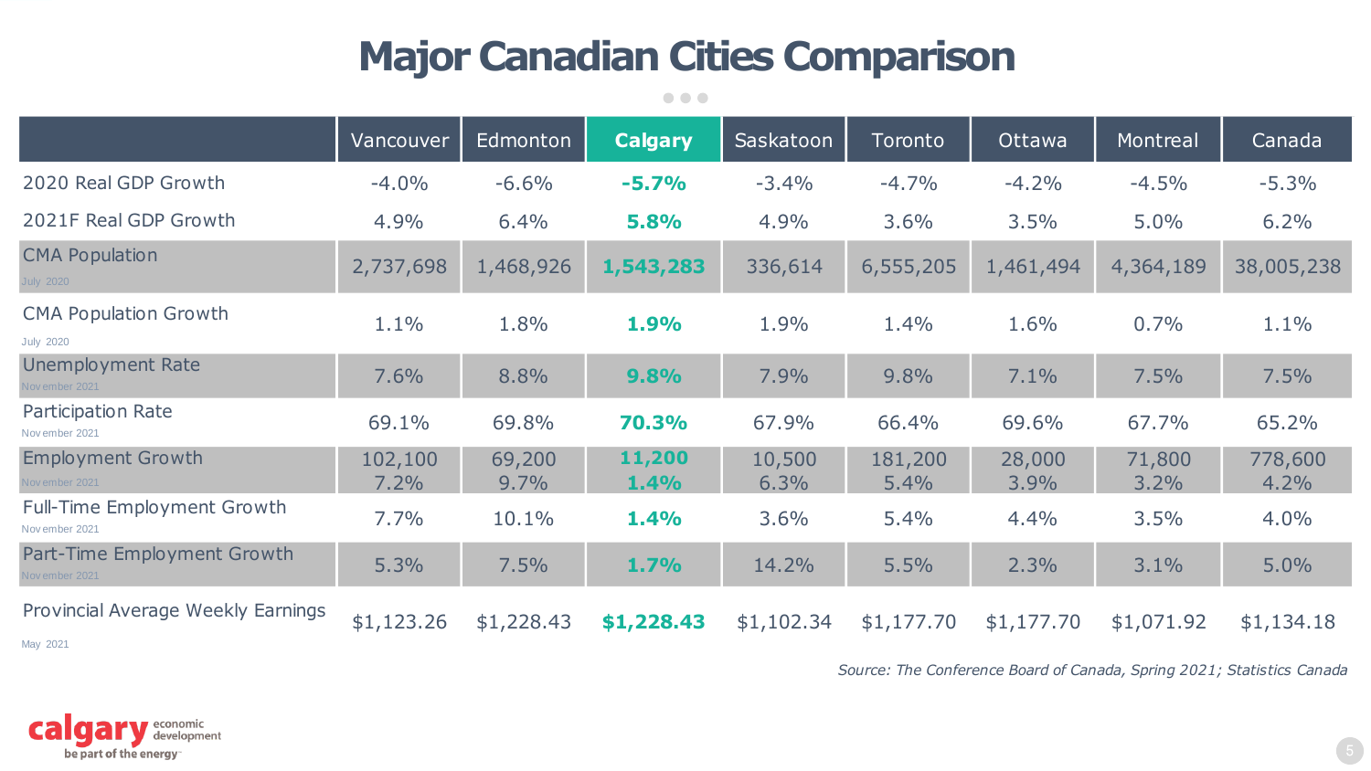# Major Canadian Cities Comparison

| | Vancouver | Edmonton | **Calgary** | Saskatoon | Toronto | Ottawa | Montreal | Canada |
|---|---|---|---|---|---|---|---|---|
| 2020 Real GDP Growth | -4.0% | -6.6% | **-5.7%** | -3.4% | -4.7% | -4.2% | -4.5% | -5.3% |
| 2021F Real GDP Growth | 4.9% | 6.4% | **5.8%** | 4.9% | 3.6% | 3.5% | 5.0% | 6.2% |
| CMA Population (July 2020) | 2,737,698 | 1,468,926 | **1,543,283** | 336,614 | 6,555,205 | 1,461,494 | 4,364,189 | 38,005,238 |
| CMA Population Growth (July 2020) | 1.1% | 1.8% | **1.9%** | 1.9% | 1.4% | 1.6% | 0.7% | 1.1% |
| Unemployment Rate (November 2021) | 7.6% | 8.8% | **9.8%** | 7.9% | 9.8% | 7.1% | 7.5% | 7.5% |
| Participation Rate (November 2021) | 69.1% | 69.8% | **70.3%** | 67.9% | 66.4% | 69.6% | 67.7% | 65.2% |
| Employment Growth (November 2021) | 102,100 7.2% | 69,200 9.7% | **11,200 1.4%** | 10,500 6.3% | 181,200 5.4% | 28,000 3.9% | 71,800 3.2% | 778,600 4.2% |
| Full-Time Employment Growth (November 2021) | 7.7% | 10.1% | **1.4%** | 3.6% | 5.4% | 4.4% | 3.5% | 4.0% |
| Part-Time Employment Growth (November 2021) | 5.3% | 7.5% | **1.7%** | 14.2% | 5.5% | 2.3% | 3.1% | 5.0% |
| Provincial Average Weekly Earnings (May 2021) | $1,123.26 | $1,228.43 | **$1,228.43** | $1,102.34 | $1,177.70 | $1,177.70 | $1,071.92 | $1,134.18 |

*Source: The Conference Board of Canada, Spring 2021; Statistics Canada*

calgary economic development
be part of the energy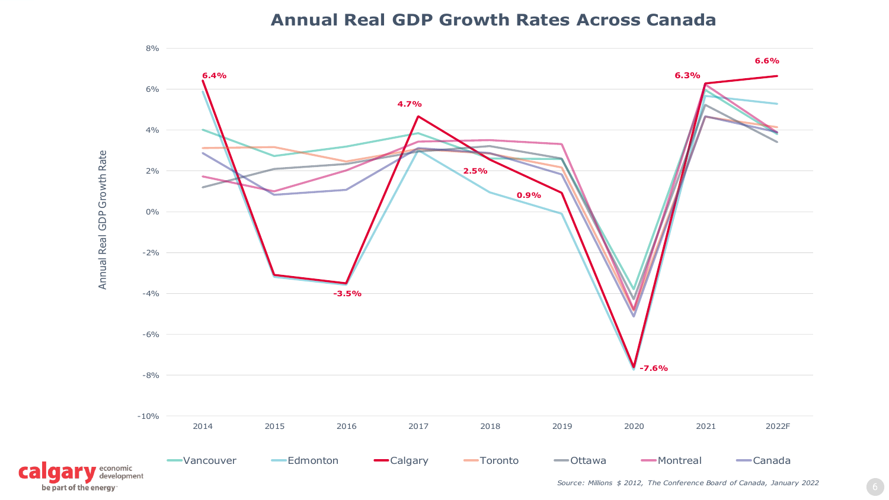# Annual Real GDP Growth Rates Across Canada

Annual Real GDP Growth Rate

Calgary data labels: 2014: 6.4%; 2016: -3.5%; 2017: 4.7%; 2018: 2.5%; 2019: 0.9%; 2020: -7.6%; 2021: 6.3%; 2022F: 6.6%

Years: 2014, 2015, 2016, 2017, 2018, 2019, 2020, 2021, 2022F

Legend: Vancouver, Edmonton, Calgary, Toronto, Ottawa, Montreal, Canada

*Source: Millions $ 2012, The Conference Board of Canada, January 2022*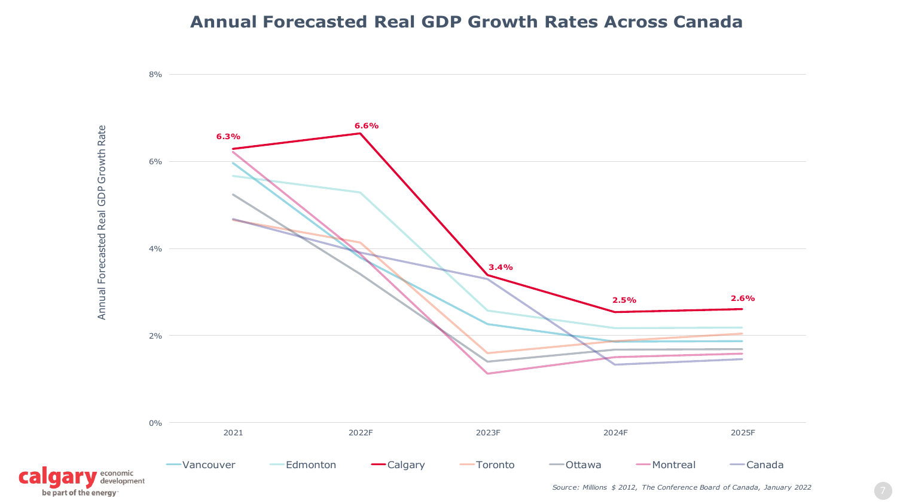# Annual Forecasted Real GDP Growth Rates Across Canada

Annual Forecasted Real GDP Growth Rate

8%

6%

4%

2%

0%

2021 | 2022F | 2023F | 2024F | 2025F

6.3% | 6.6% | 3.4% | 2.5% | 2.6%

Vancouver | Edmonton | Calgary | Toronto | Ottawa | Montreal | Canada

calgary economic development
be part of the energy

*Source: Millions $ 2012, The Conference Board of Canada, January 2022*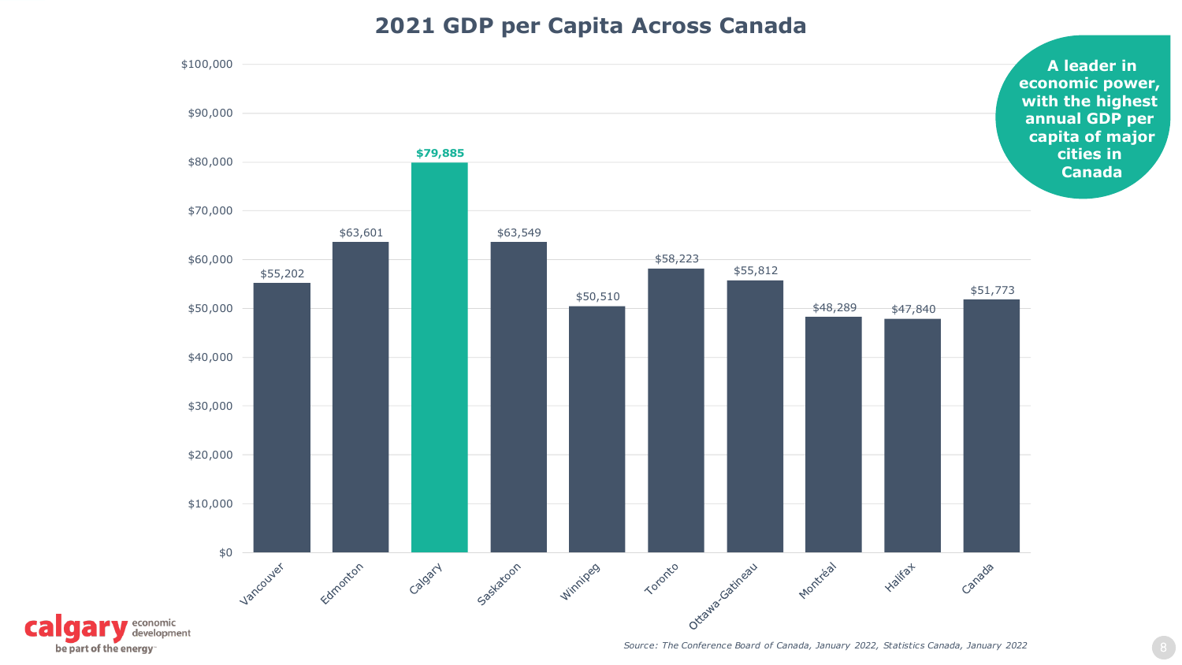# 2021 GDP per Capita Across Canada

| City | GDP per Capita |
|---|---|
| Vancouver | $55,202 |
| Edmonton | $63,601 |
| Calgary | **$79,885** |
| Saskatoon | $63,549 |
| Winnipeg | $50,510 |
| Toronto | $58,223 |
| Ottawa-Gatineau | $55,812 |
| Montréal | $48,289 |
| Halifax | $47,840 |
| Canada | $51,773 |

**A leader in economic power, with the highest annual GDP per capita of major cities in Canada**

*Source: The Conference Board of Canada, January 2022, Statistics Canada, January 2022*

calgary economic development
be part of the energy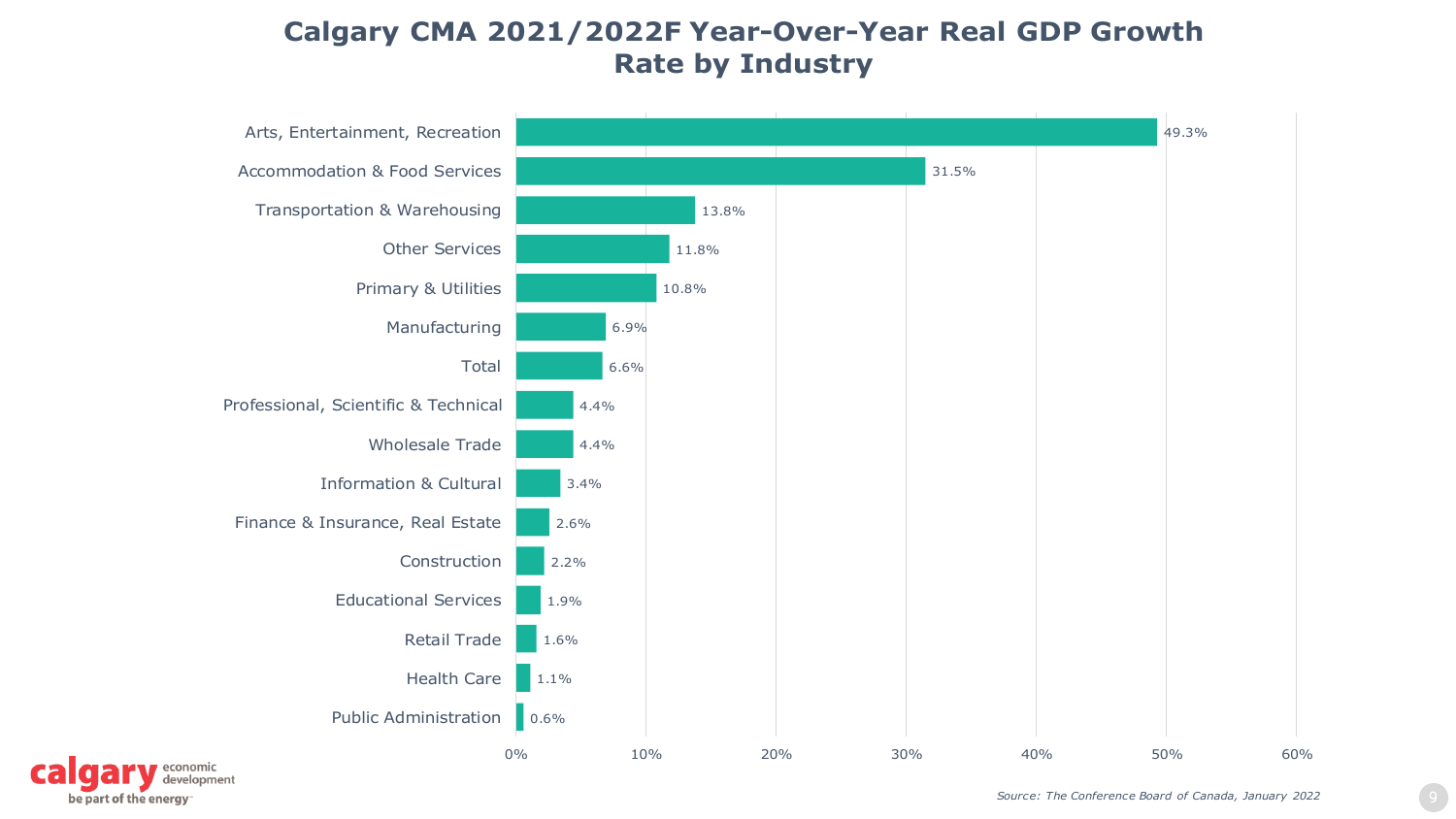# Calgary CMA 2021/2022F Year-Over-Year Real GDP Growth Rate by Industry

| Industry | Growth Rate |
| --- | --- |
| Arts, Entertainment, Recreation | 49.3% |
| Accommodation & Food Services | 31.5% |
| Transportation & Warehousing | 13.8% |
| Other Services | 11.8% |
| Primary & Utilities | 10.8% |
| Manufacturing | 6.9% |
| Total | 6.6% |
| Professional, Scientific & Technical | 4.4% |
| Wholesale Trade | 4.4% |
| Information & Cultural | 3.4% |
| Finance & Insurance, Real Estate | 2.6% |
| Construction | 2.2% |
| Educational Services | 1.9% |
| Retail Trade | 1.6% |
| Health Care | 1.1% |
| Public Administration | 0.6% |

*Source: The Conference Board of Canada, January 2022*

calgary economic development
be part of the energy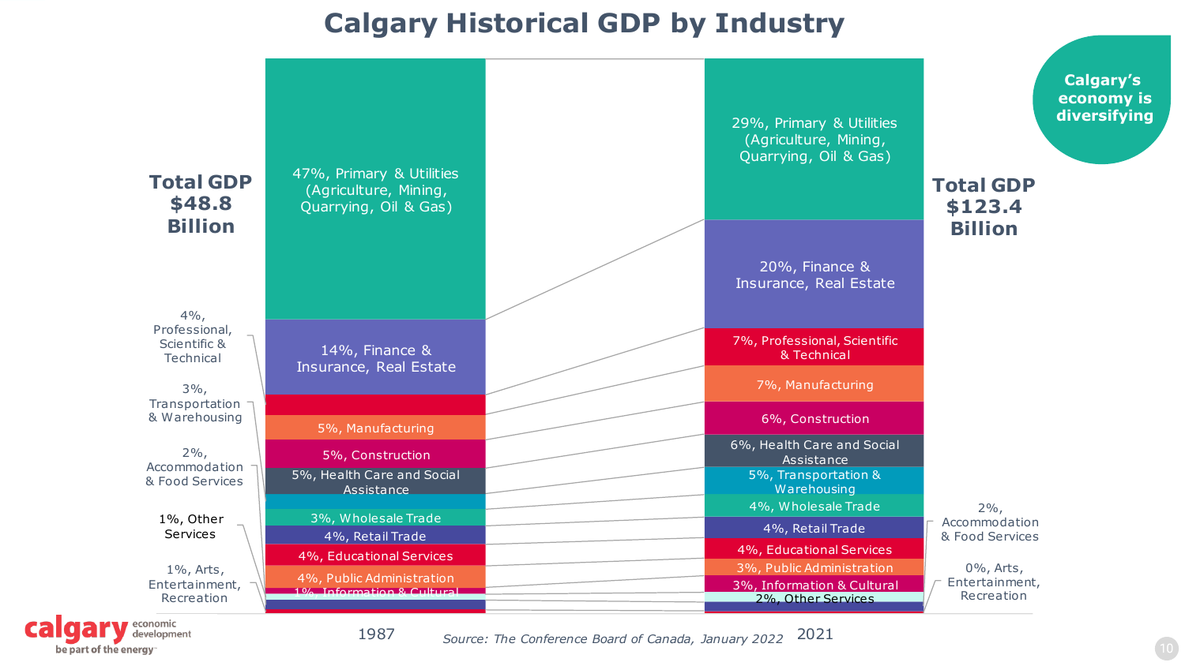# Calgary Historical GDP by Industry

**Calgary's economy is diversifying**

| Industry | 1987 | 2021 |
|---|---|---|
| Primary & Utilities (Agriculture, Mining, Quarrying, Oil & Gas) | 47% | 29% |
| Finance & Insurance, Real Estate | 14% | 20% |
| Professional, Scientific & Technical | 4% | 7% |
| Manufacturing | 5% | 7% |
| Construction | 5% | 6% |
| Health Care and Social Assistance | 5% | 6% |
| Transportation & Warehousing | 3% | 5% |
| Wholesale Trade | 3% | 4% |
| Retail Trade | 4% | 4% |
| Educational Services | 4% | 4% |
| Public Administration | 4% | 3% |
| Information & Cultural | 1% | 3% |
| Other Services | 1% | 2% |
| Accommodation & Food Services | 2% | 2% |
| Arts, Entertainment, Recreation | 1% | 0% |
| **Total GDP** | **$48.8 Billion** | **$123.4 Billion** |

*Source: The Conference Board of Canada, January 2022*

calgary economic development — be part of the energy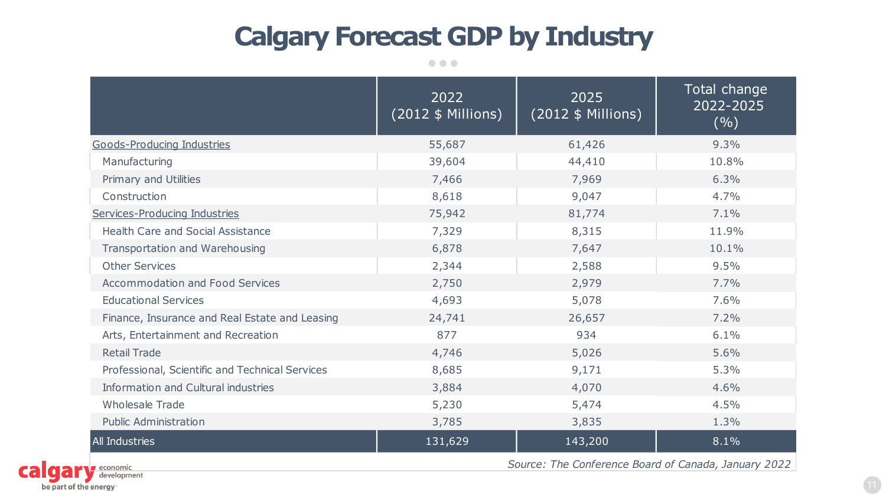# Calgary Forecast GDP by Industry

| | 2022 (2012 $ Millions) | 2025 (2012 $ Millions) | Total change 2022-2025 (%) |
|---|---|---|---|
| Goods-Producing Industries | 55,687 | 61,426 | 9.3% |
| Manufacturing | 39,604 | 44,410 | 10.8% |
| Primary and Utilities | 7,466 | 7,969 | 6.3% |
| Construction | 8,618 | 9,047 | 4.7% |
| Services-Producing Industries | 75,942 | 81,774 | 7.1% |
| Health Care and Social Assistance | 7,329 | 8,315 | 11.9% |
| Transportation and Warehousing | 6,878 | 7,647 | 10.1% |
| Other Services | 2,344 | 2,588 | 9.5% |
| Accommodation and Food Services | 2,750 | 2,979 | 7.7% |
| Educational Services | 4,693 | 5,078 | 7.6% |
| Finance, Insurance and Real Estate and Leasing | 24,741 | 26,657 | 7.2% |
| Arts, Entertainment and Recreation | 877 | 934 | 6.1% |
| Retail Trade | 4,746 | 5,026 | 5.6% |
| Professional, Scientific and Technical Services | 8,685 | 9,171 | 5.3% |
| Information and Cultural industries | 3,884 | 4,070 | 4.6% |
| Wholesale Trade | 5,230 | 5,474 | 4.5% |
| Public Administration | 3,785 | 3,835 | 1.3% |
| All Industries | 131,629 | 143,200 | 8.1% |

*Source: The Conference Board of Canada, January 2022*

calgary economic development — be part of the energy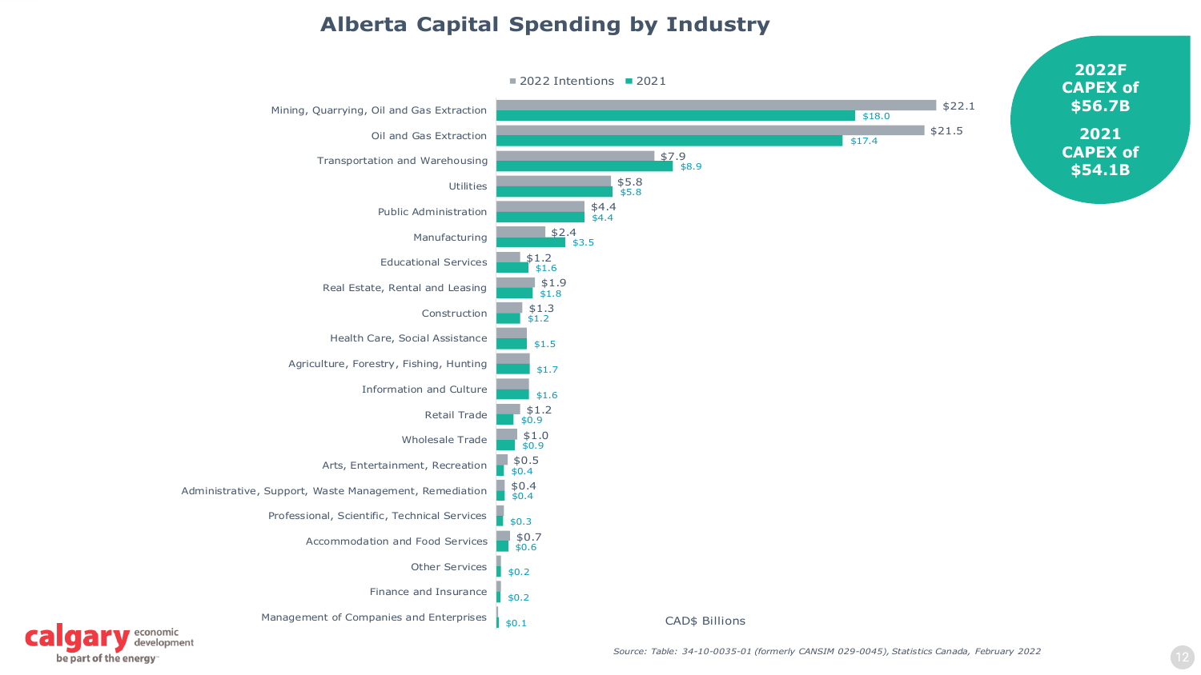# Alberta Capital Spending by Industry

**2022F CAPEX of $56.7B**

**2021 CAPEX of $54.1B**

| Industry | 2022 Intentions | 2021 |
|---|---|---|
| Mining, Quarrying, Oil and Gas Extraction | $22.1 | $18.0 |
| Oil and Gas Extraction | $21.5 | $17.4 |
| Transportation and Warehousing | $7.9 | $8.9 |
| Utilities | $5.8 | $5.8 |
| Public Administration | $4.4 | $4.4 |
| Manufacturing | $2.4 | $3.5 |
| Educational Services | $1.2 | $1.6 |
| Real Estate, Rental and Leasing | $1.9 | $1.8 |
| Construction | $1.3 | $1.2 |
| Health Care, Social Assistance | | $1.5 |
| Agriculture, Forestry, Fishing, Hunting | | $1.7 |
| Information and Culture | | $1.6 |
| Retail Trade | $1.2 | $0.9 |
| Wholesale Trade | $1.0 | $0.9 |
| Arts, Entertainment, Recreation | $0.5 | $0.4 |
| Administrative, Support, Waste Management, Remediation | $0.4 | $0.4 |
| Professional, Scientific, Technical Services | | $0.3 |
| Accommodation and Food Services | $0.7 | $0.6 |
| Other Services | | $0.2 |
| Finance and Insurance | | $0.2 |
| Management of Companies and Enterprises | | $0.1 |

CAD$ Billions

*Source: Table: 34-10-0035-01 (formerly CANSIM 029-0045), Statistics Canada, February 2022*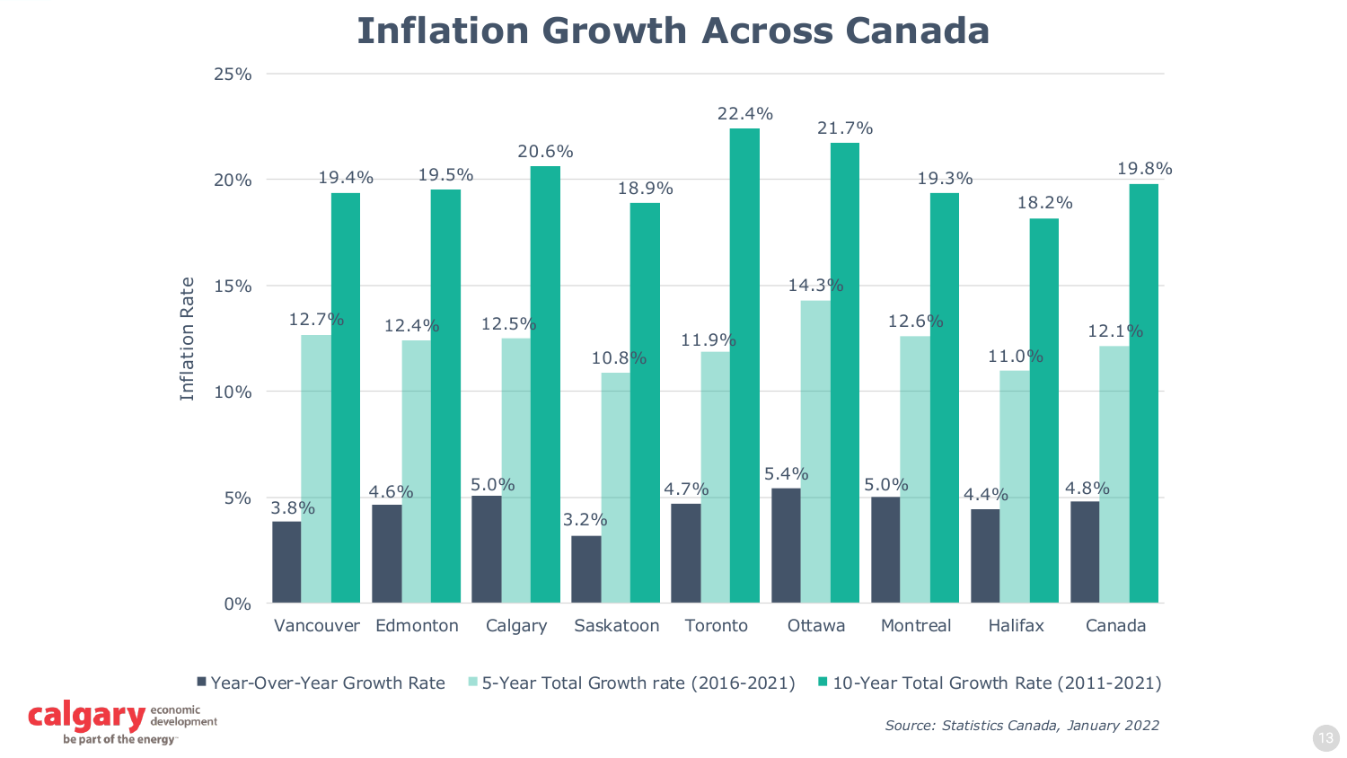# Inflation Growth Across Canada

25%
20%
15%
10%
5%
0%

Inflation Rate

3.8% 12.7% 19.4%
Vancouver

4.6% 12.4% 19.5%
Edmonton

5.0% 12.5% 20.6%
Calgary

3.2% 10.8% 18.9%
Saskatoon

4.7% 11.9% 22.4%
Toronto

5.4% 14.3% 21.7%
Ottawa

5.0% 12.6% 19.3%
Montreal

4.4% 11.0% 18.2%
Halifax

4.8% 12.1% 19.8%
Canada

Year-Over-Year Growth Rate
5-Year Total Growth rate (2016-2021)
10-Year Total Growth Rate (2011-2021)

calgary economic development
be part of the energy

*Source: Statistics Canada, January 2022*